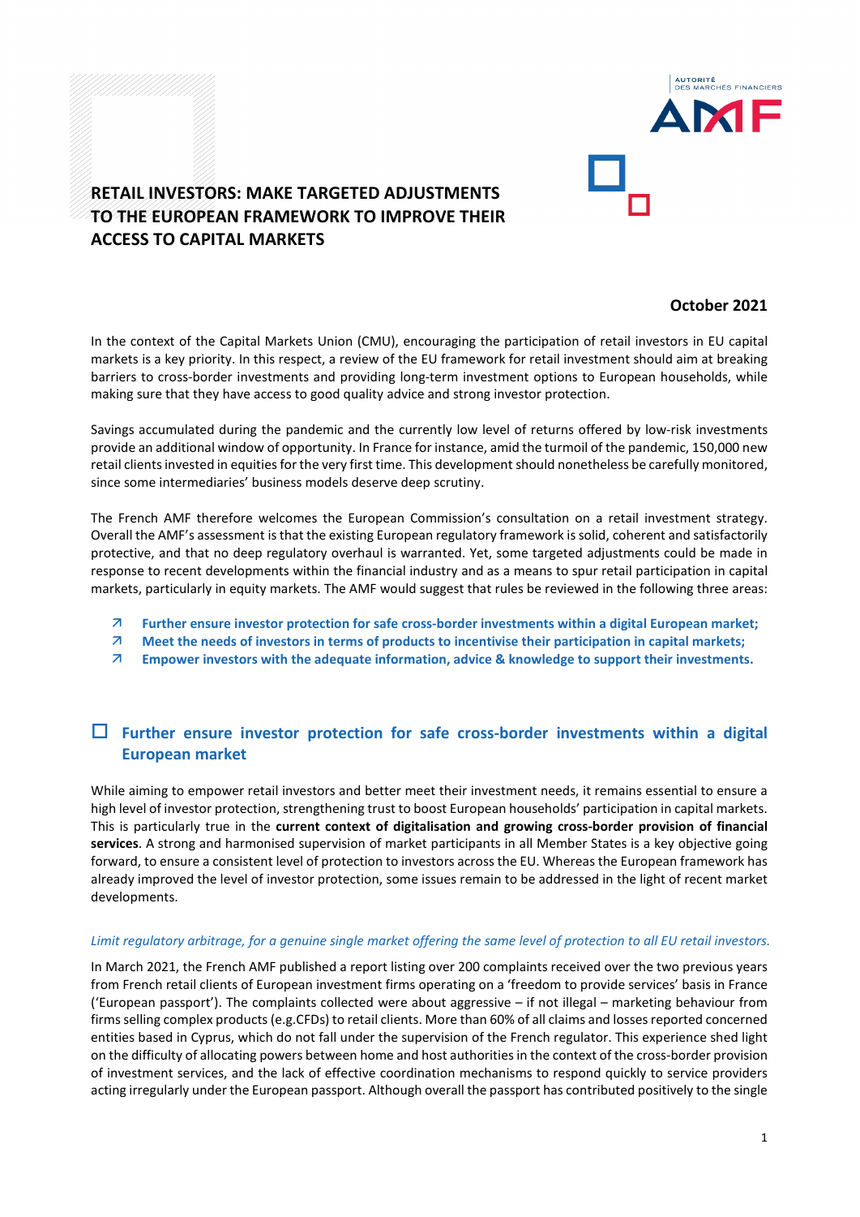# RETAIL INVESTORS: MAKE TARGETED ADJUSTMENTS TO THE EUROPEAN FRAMEWORK TO IMPROVE THEIR ACCESS TO CAPITAL MARKETS

**October 2021**

In the context of the Capital Markets Union (CMU), encouraging the participation of retail investors in EU capital markets is a key priority. In this respect, a review of the EU framework for retail investment should aim at breaking barriers to cross-border investments and providing long-term investment options to European households, while making sure that they have access to good quality advice and strong investor protection.

Savings accumulated during the pandemic and the currently low level of returns offered by low-risk investments provide an additional window of opportunity. In France for instance, amid the turmoil of the pandemic, 150,000 new retail clients invested in equities for the very first time. This development should nonetheless be carefully monitored, since some intermediaries' business models deserve deep scrutiny.

The French AMF therefore welcomes the European Commission's consultation on a retail investment strategy. Overall the AMF's assessment is that the existing European regulatory framework is solid, coherent and satisfactorily protective, and that no deep regulatory overhaul is warranted. Yet, some targeted adjustments could be made in response to recent developments within the financial industry and as a means to spur retail participation in capital markets, particularly in equity markets. The AMF would suggest that rules be reviewed in the following three areas:

- **Further ensure investor protection for safe cross-border investments within a digital European market;**
- **Meet the needs of investors in terms of products to incentivise their participation in capital markets;**
- **Empower investors with the adequate information, advice & knowledge to support their investments.**

## Further ensure investor protection for safe cross-border investments within a digital European market

While aiming to empower retail investors and better meet their investment needs, it remains essential to ensure a high level of investor protection, strengthening trust to boost European households' participation in capital markets. This is particularly true in the **current context of digitalisation and growing cross-border provision of financial services**. A strong and harmonised supervision of market participants in all Member States is a key objective going forward, to ensure a consistent level of protection to investors across the EU. Whereas the European framework has already improved the level of investor protection, some issues remain to be addressed in the light of recent market developments.

*Limit regulatory arbitrage, for a genuine single market offering the same level of protection to all EU retail investors.*

In March 2021, the French AMF published a report listing over 200 complaints received over the two previous years from French retail clients of European investment firms operating on a 'freedom to provide services' basis in France ('European passport'). The complaints collected were about aggressive – if not illegal – marketing behaviour from firms selling complex products (e.g.CFDs) to retail clients. More than 60% of all claims and losses reported concerned entities based in Cyprus, which do not fall under the supervision of the French regulator. This experience shed light on the difficulty of allocating powers between home and host authorities in the context of the cross-border provision of investment services, and the lack of effective coordination mechanisms to respond quickly to service providers acting irregularly under the European passport. Although overall the passport has contributed positively to the single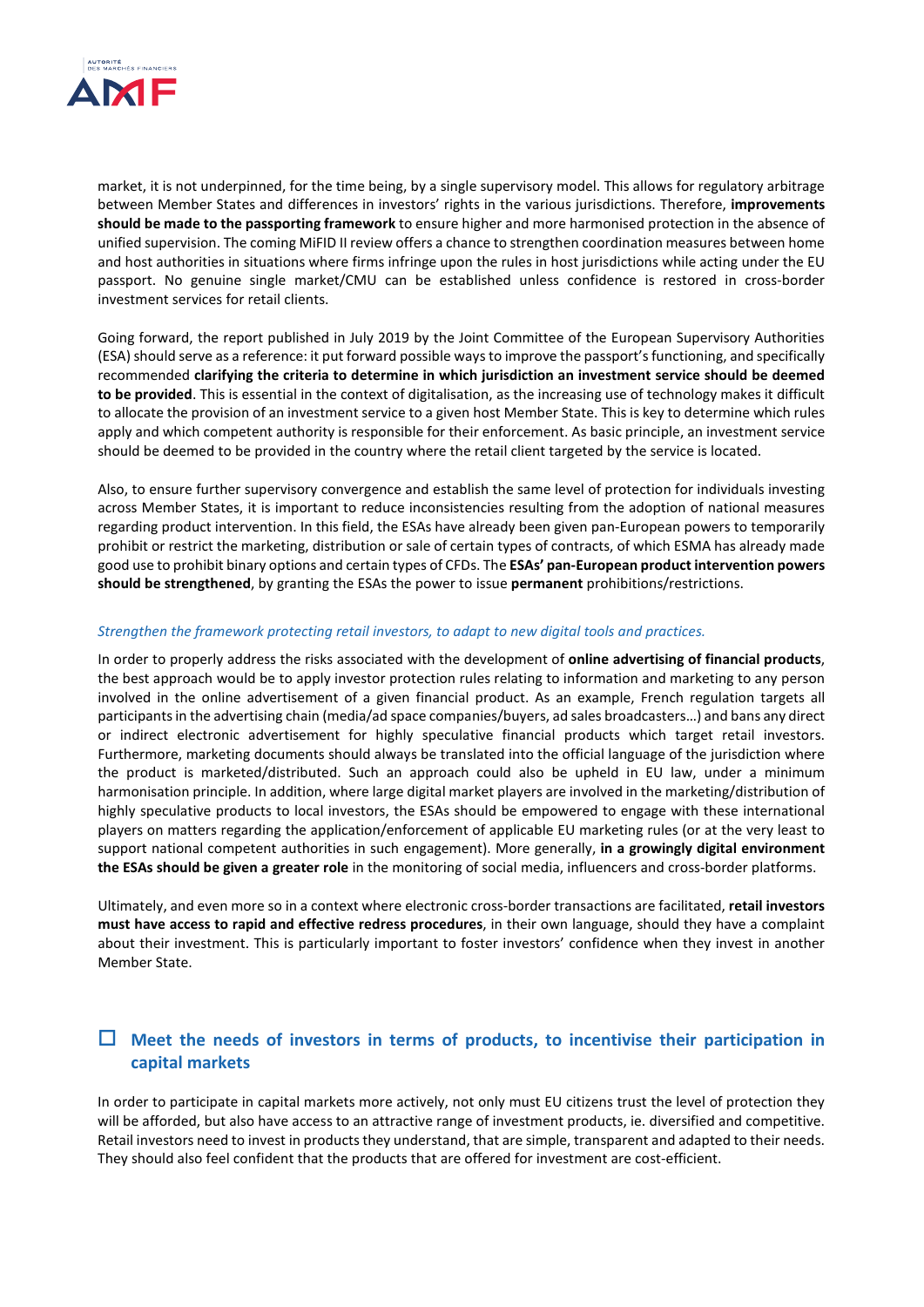market, it is not underpinned, for the time being, by a single supervisory model. This allows for regulatory arbitrage between Member States and differences in investors' rights in the various jurisdictions. Therefore, **improvements should be made to the passporting framework** to ensure higher and more harmonised protection in the absence of unified supervision. The coming MiFID II review offers a chance to strengthen coordination measures between home and host authorities in situations where firms infringe upon the rules in host jurisdictions while acting under the EU passport. No genuine single market/CMU can be established unless confidence is restored in cross-border investment services for retail clients.

Going forward, the report published in July 2019 by the Joint Committee of the European Supervisory Authorities (ESA) should serve as a reference: it put forward possible ways to improve the passport's functioning, and specifically recommended **clarifying the criteria to determine in which jurisdiction an investment service should be deemed to be provided**. This is essential in the context of digitalisation, as the increasing use of technology makes it difficult to allocate the provision of an investment service to a given host Member State. This is key to determine which rules apply and which competent authority is responsible for their enforcement. As basic principle, an investment service should be deemed to be provided in the country where the retail client targeted by the service is located.

Also, to ensure further supervisory convergence and establish the same level of protection for individuals investing across Member States, it is important to reduce inconsistencies resulting from the adoption of national measures regarding product intervention. In this field, the ESAs have already been given pan-European powers to temporarily prohibit or restrict the marketing, distribution or sale of certain types of contracts, of which ESMA has already made good use to prohibit binary options and certain types of CFDs. The **ESAs' pan-European product intervention powers should be strengthened**, by granting the ESAs the power to issue **permanent** prohibitions/restrictions.

*Strengthen the framework protecting retail investors, to adapt to new digital tools and practices.*

In order to properly address the risks associated with the development of **online advertising of financial products**, the best approach would be to apply investor protection rules relating to information and marketing to any person involved in the online advertisement of a given financial product. As an example, French regulation targets all participants in the advertising chain (media/ad space companies/buyers, ad sales broadcasters…) and bans any direct or indirect electronic advertisement for highly speculative financial products which target retail investors. Furthermore, marketing documents should always be translated into the official language of the jurisdiction where the product is marketed/distributed. Such an approach could also be upheld in EU law, under a minimum harmonisation principle. In addition, where large digital market players are involved in the marketing/distribution of highly speculative products to local investors, the ESAs should be empowered to engage with these international players on matters regarding the application/enforcement of applicable EU marketing rules (or at the very least to support national competent authorities in such engagement). More generally, **in a growingly digital environment the ESAs should be given a greater role** in the monitoring of social media, influencers and cross-border platforms.

Ultimately, and even more so in a context where electronic cross-border transactions are facilitated, **retail investors must have access to rapid and effective redress procedures**, in their own language, should they have a complaint about their investment. This is particularly important to foster investors' confidence when they invest in another Member State.

## ☐ Meet the needs of investors in terms of products, to incentivise their participation in capital markets

In order to participate in capital markets more actively, not only must EU citizens trust the level of protection they will be afforded, but also have access to an attractive range of investment products, ie. diversified and competitive. Retail investors need to invest in products they understand, that are simple, transparent and adapted to their needs. They should also feel confident that the products that are offered for investment are cost-efficient.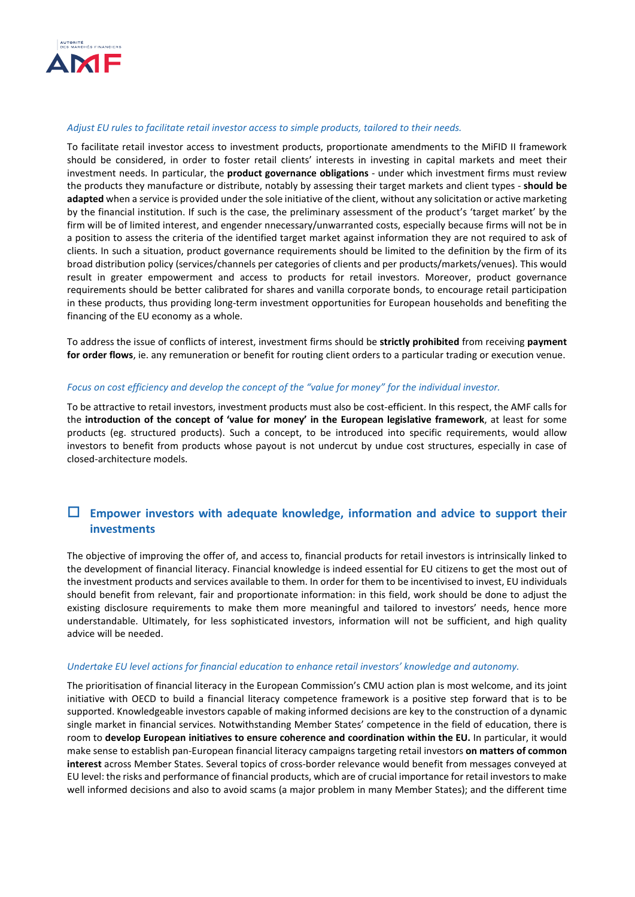*Adjust EU rules to facilitate retail investor access to simple products, tailored to their needs.*

To facilitate retail investor access to investment products, proportionate amendments to the MiFID II framework should be considered, in order to foster retail clients' interests in investing in capital markets and meet their investment needs. In particular, the **product governance obligations** - under which investment firms must review the products they manufacture or distribute, notably by assessing their target markets and client types - **should be adapted** when a service is provided under the sole initiative of the client, without any solicitation or active marketing by the financial institution. If such is the case, the preliminary assessment of the product's 'target market' by the firm will be of limited interest, and engender nnecessary/unwarranted costs, especially because firms will not be in a position to assess the criteria of the identified target market against information they are not required to ask of clients. In such a situation, product governance requirements should be limited to the definition by the firm of its broad distribution policy (services/channels per categories of clients and per products/markets/venues). This would result in greater empowerment and access to products for retail investors. Moreover, product governance requirements should be better calibrated for shares and vanilla corporate bonds, to encourage retail participation in these products, thus providing long-term investment opportunities for European households and benefiting the financing of the EU economy as a whole.

To address the issue of conflicts of interest, investment firms should be **strictly prohibited** from receiving **payment for order flows**, ie. any remuneration or benefit for routing client orders to a particular trading or execution venue.

*Focus on cost efficiency and develop the concept of the "value for money" for the individual investor.*

To be attractive to retail investors, investment products must also be cost-efficient. In this respect, the AMF calls for the **introduction of the concept of 'value for money' in the European legislative framework**, at least for some products (eg. structured products). Such a concept, to be introduced into specific requirements, would allow investors to benefit from products whose payout is not undercut by undue cost structures, especially in case of closed-architecture models.

## ☐ Empower investors with adequate knowledge, information and advice to support their investments

The objective of improving the offer of, and access to, financial products for retail investors is intrinsically linked to the development of financial literacy. Financial knowledge is indeed essential for EU citizens to get the most out of the investment products and services available to them. In order for them to be incentivised to invest, EU individuals should benefit from relevant, fair and proportionate information: in this field, work should be done to adjust the existing disclosure requirements to make them more meaningful and tailored to investors' needs, hence more understandable. Ultimately, for less sophisticated investors, information will not be sufficient, and high quality advice will be needed.

*Undertake EU level actions for financial education to enhance retail investors' knowledge and autonomy.*

The prioritisation of financial literacy in the European Commission's CMU action plan is most welcome, and its joint initiative with OECD to build a financial literacy competence framework is a positive step forward that is to be supported. Knowledgeable investors capable of making informed decisions are key to the construction of a dynamic single market in financial services. Notwithstanding Member States' competence in the field of education, there is room to **develop European initiatives to ensure coherence and coordination within the EU.** In particular, it would make sense to establish pan-European financial literacy campaigns targeting retail investors **on matters of common interest** across Member States. Several topics of cross-border relevance would benefit from messages conveyed at EU level: the risks and performance of financial products, which are of crucial importance for retail investors to make well informed decisions and also to avoid scams (a major problem in many Member States); and the different time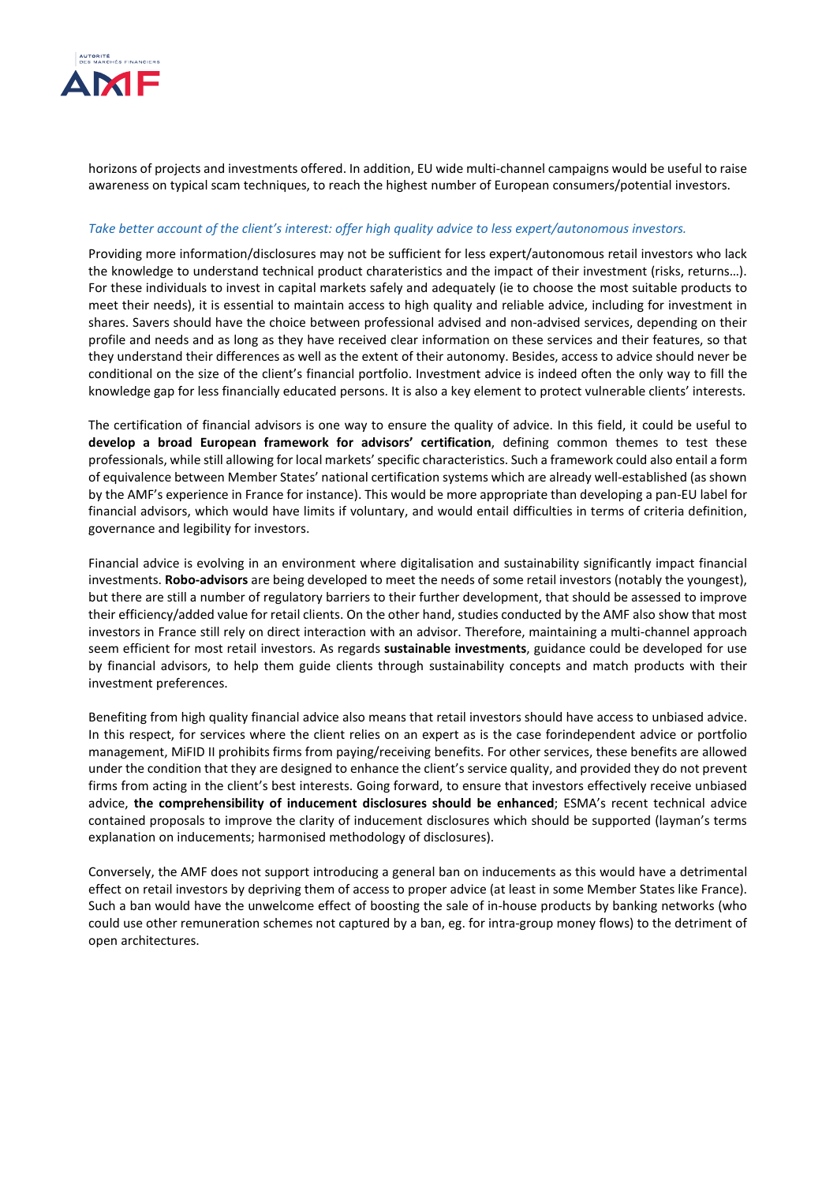horizons of projects and investments offered. In addition, EU wide multi-channel campaigns would be useful to raise awareness on typical scam techniques, to reach the highest number of European consumers/potential investors.

*Take better account of the client's interest: offer high quality advice to less expert/autonomous investors.*

Providing more information/disclosures may not be sufficient for less expert/autonomous retail investors who lack the knowledge to understand technical product charateristics and the impact of their investment (risks, returns…). For these individuals to invest in capital markets safely and adequately (ie to choose the most suitable products to meet their needs), it is essential to maintain access to high quality and reliable advice, including for investment in shares. Savers should have the choice between professional advised and non-advised services, depending on their profile and needs and as long as they have received clear information on these services and their features, so that they understand their differences as well as the extent of their autonomy. Besides, access to advice should never be conditional on the size of the client's financial portfolio. Investment advice is indeed often the only way to fill the knowledge gap for less financially educated persons. It is also a key element to protect vulnerable clients' interests.

The certification of financial advisors is one way to ensure the quality of advice. In this field, it could be useful to **develop a broad European framework for advisors' certification**, defining common themes to test these professionals, while still allowing for local markets' specific characteristics. Such a framework could also entail a form of equivalence between Member States' national certification systems which are already well-established (as shown by the AMF's experience in France for instance). This would be more appropriate than developing a pan-EU label for financial advisors, which would have limits if voluntary, and would entail difficulties in terms of criteria definition, governance and legibility for investors.

Financial advice is evolving in an environment where digitalisation and sustainability significantly impact financial investments. **Robo-advisors** are being developed to meet the needs of some retail investors (notably the youngest), but there are still a number of regulatory barriers to their further development, that should be assessed to improve their efficiency/added value for retail clients. On the other hand, studies conducted by the AMF also show that most investors in France still rely on direct interaction with an advisor. Therefore, maintaining a multi-channel approach seem efficient for most retail investors. As regards **sustainable investments**, guidance could be developed for use by financial advisors, to help them guide clients through sustainability concepts and match products with their investment preferences.

Benefiting from high quality financial advice also means that retail investors should have access to unbiased advice. In this respect, for services where the client relies on an expert as is the case forindependent advice or portfolio management, MiFID II prohibits firms from paying/receiving benefits. For other services, these benefits are allowed under the condition that they are designed to enhance the client's service quality, and provided they do not prevent firms from acting in the client's best interests. Going forward, to ensure that investors effectively receive unbiased advice, **the comprehensibility of inducement disclosures should be enhanced**; ESMA's recent technical advice contained proposals to improve the clarity of inducement disclosures which should be supported (layman's terms explanation on inducements; harmonised methodology of disclosures).

Conversely, the AMF does not support introducing a general ban on inducements as this would have a detrimental effect on retail investors by depriving them of access to proper advice (at least in some Member States like France). Such a ban would have the unwelcome effect of boosting the sale of in-house products by banking networks (who could use other remuneration schemes not captured by a ban, eg. for intra-group money flows) to the detriment of open architectures.